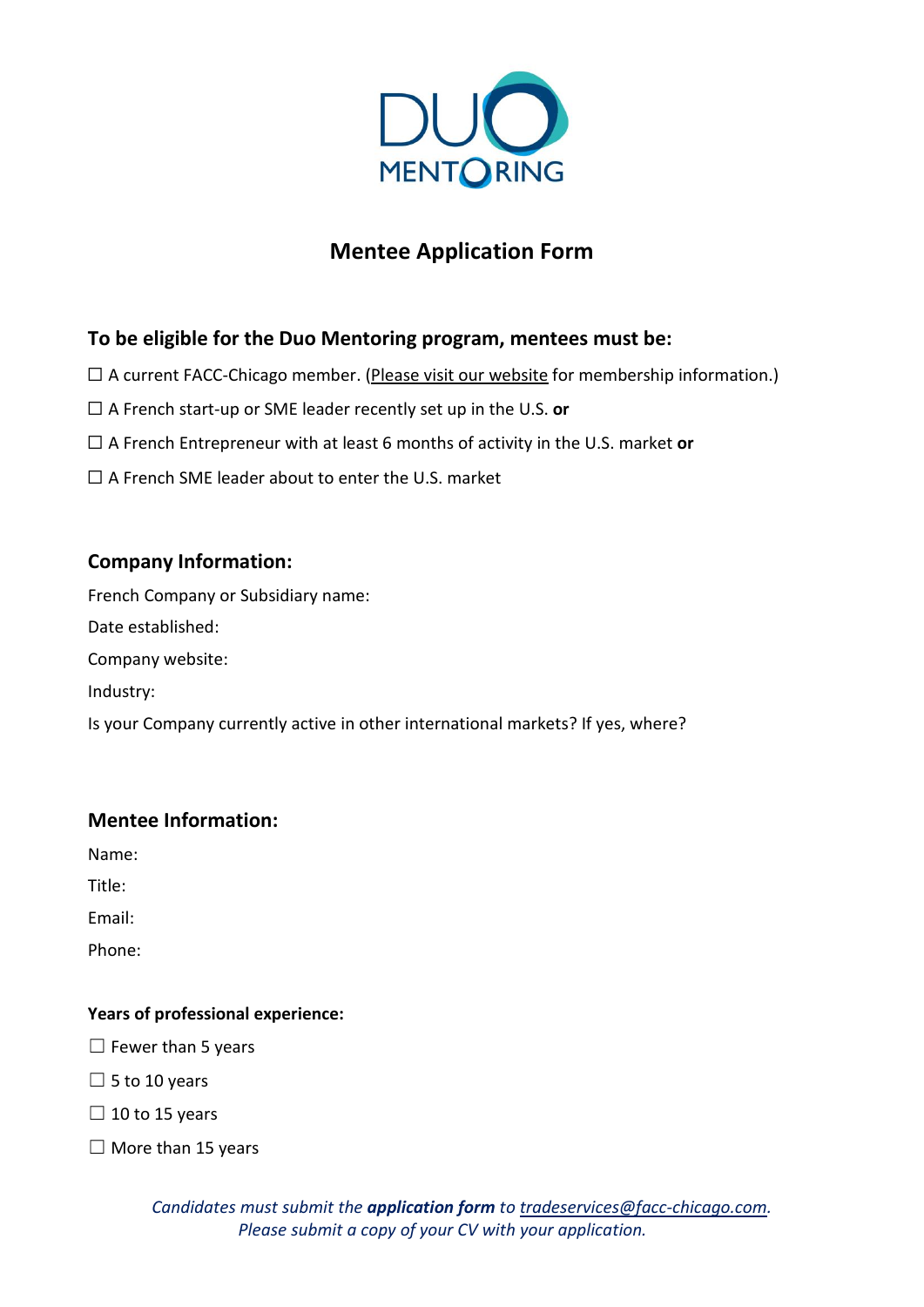DUO MENTORING

# Mentee Application Form

## To be eligible for the Duo Mentoring program, mentees must be:

☐ A current FACC-Chicago member. (Please visit our website for membership information.)

☐ A French start-up or SME leader recently set up in the U.S. **or**

☐ A French Entrepreneur with at least 6 months of activity in the U.S. market **or**

☐ A French SME leader about to enter the U.S. market

## Company Information:

French Company or Subsidiary name:

Date established:

Company website:

Industry:

Is your Company currently active in other international markets? If yes, where?

## Mentee Information:

Name:

Title:

Email:

Phone:

### Years of professional experience:

☐ Fewer than 5 years

☐ 5 to 10 years

☐ 10 to 15 years

☐ More than 15 years

*Candidates must submit the **application form** to tradeservices@facc-chicago.com.*
*Please submit a copy of your CV with your application.*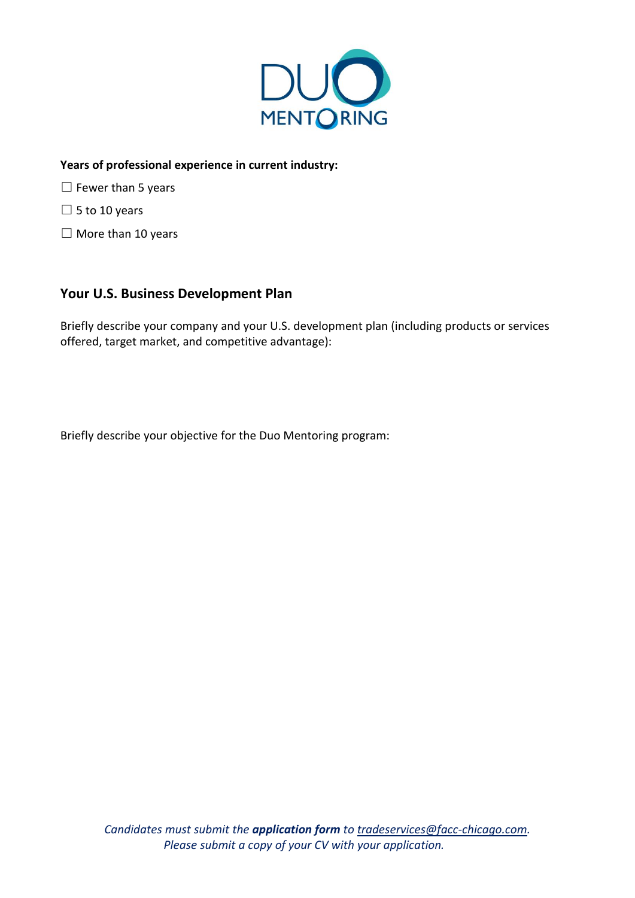**Years of professional experience in current industry:**

☐ Fewer than 5 years

☐ 5 to 10 years

☐ More than 10 years

## Your U.S. Business Development Plan

Briefly describe your company and your U.S. development plan (including products or services offered, target market, and competitive advantage):

Briefly describe your objective for the Duo Mentoring program:

*Candidates must submit the **application form** to tradeservices@facc-chicago.com.*
*Please submit a copy of your CV with your application.*